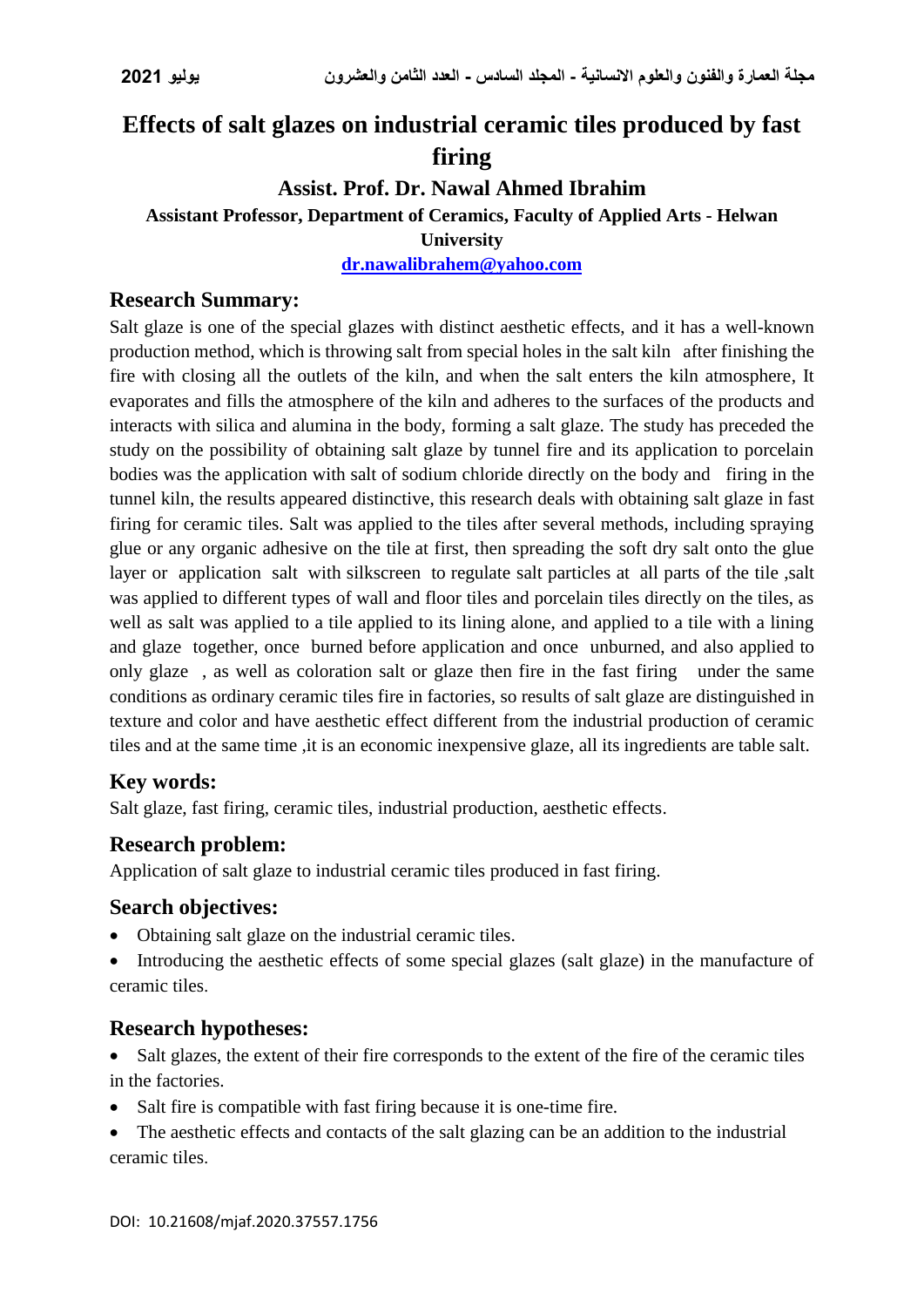# Effects of salt glazes on industrial ceramic tiles produced by fast firing

**Assist. Prof. Dr. Nawal Ahmed Ibrahim**

**Assistant Professor, Department of Ceramics, Faculty of Applied Arts - Helwan University**

**dr.nawalibrahem@yahoo.com**

## Research Summary:

Salt glaze is one of the special glazes with distinct aesthetic effects, and it has a well-known production method, which is throwing salt from special holes in the salt kiln after finishing the fire with closing all the outlets of the kiln, and when the salt enters the kiln atmosphere, It evaporates and fills the atmosphere of the kiln and adheres to the surfaces of the products and interacts with silica and alumina in the body, forming a salt glaze. The study has preceded the study on the possibility of obtaining salt glaze by tunnel fire and its application to porcelain bodies was the application with salt of sodium chloride directly on the body and firing in the tunnel kiln, the results appeared distinctive, this research deals with obtaining salt glaze in fast firing for ceramic tiles. Salt was applied to the tiles after several methods, including spraying glue or any organic adhesive on the tile at first, then spreading the soft dry salt onto the glue layer or application salt with silkscreen to regulate salt particles at all parts of the tile ,salt was applied to different types of wall and floor tiles and porcelain tiles directly on the tiles, as well as salt was applied to a tile applied to its lining alone, and applied to a tile with a lining and glaze together, once burned before application and once unburned, and also applied to only glaze , as well as coloration salt or glaze then fire in the fast firing under the same conditions as ordinary ceramic tiles fire in factories, so results of salt glaze are distinguished in texture and color and have aesthetic effect different from the industrial production of ceramic tiles and at the same time ,it is an economic inexpensive glaze, all its ingredients are table salt.

## Key words:

Salt glaze, fast firing, ceramic tiles, industrial production, aesthetic effects.

## Research problem:

Application of salt glaze to industrial ceramic tiles produced in fast firing.

## Search objectives:

- Obtaining salt glaze on the industrial ceramic tiles.
- Introducing the aesthetic effects of some special glazes (salt glaze) in the manufacture of ceramic tiles.

## Research hypotheses:

- Salt glazes, the extent of their fire corresponds to the extent of the fire of the ceramic tiles in the factories.
- Salt fire is compatible with fast firing because it is one-time fire.
- The aesthetic effects and contacts of the salt glazing can be an addition to the industrial ceramic tiles.

DOI: 10.21608/mjaf.2020.37557.1756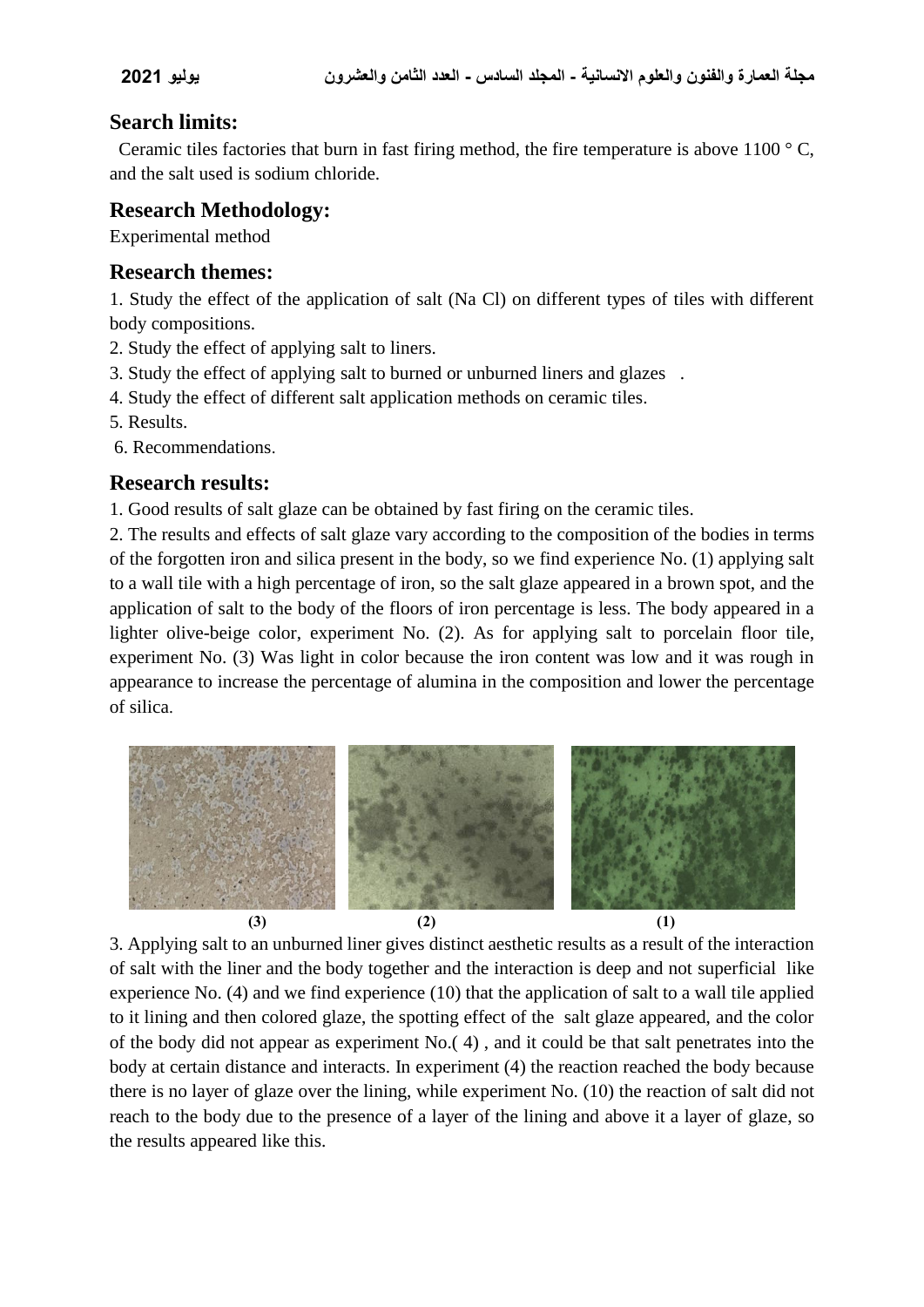## Search limits:

Ceramic tiles factories that burn in fast firing method, the fire temperature is above 1100 ° C, and the salt used is sodium chloride.

## Research Methodology:

Experimental method

## Research themes:

1. Study the effect of the application of salt (Na Cl) on different types of tiles with different body compositions.
2. Study the effect of applying salt to liners.
3. Study the effect of applying salt to burned or unburned liners and glazes .
4. Study the effect of different salt application methods on ceramic tiles.
5. Results.
6. Recommendations.

## Research results:

1. Good results of salt glaze can be obtained by fast firing on the ceramic tiles.
2. The results and effects of salt glaze vary according to the composition of the bodies in terms of the forgotten iron and silica present in the body, so we find experience No. (1) applying salt to a wall tile with a high percentage of iron, so the salt glaze appeared in a brown spot, and the application of salt to the body of the floors of iron percentage is less. The body appeared in a lighter olive-beige color, experiment No. (2). As for applying salt to porcelain floor tile, experiment No. (3) Was light in color because the iron content was low and it was rough in appearance to increase the percentage of alumina in the composition and lower the percentage of silica.

(3) (2) (1)

3. Applying salt to an unburned liner gives distinct aesthetic results as a result of the interaction of salt with the liner and the body together and the interaction is deep and not superficial like experience No. (4) and we find experience (10) that the application of salt to a wall tile applied to it lining and then colored glaze, the spotting effect of the salt glaze appeared, and the color of the body did not appear as experiment No.( 4) , and it could be that salt penetrates into the body at certain distance and interacts. In experiment (4) the reaction reached the body because there is no layer of glaze over the lining, while experiment No. (10) the reaction of salt did not reach to the body due to the presence of a layer of the lining and above it a layer of glaze, so the results appeared like this.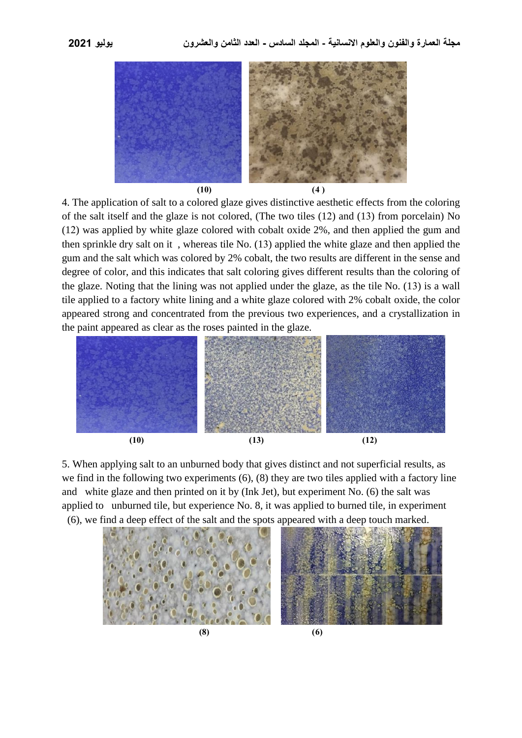(10) (4)

4. The application of salt to a colored glaze gives distinctive aesthetic effects from the coloring of the salt itself and the glaze is not colored, (The two tiles (12) and (13) from porcelain) No (12) was applied by white glaze colored with cobalt oxide 2%, and then applied the gum and then sprinkle dry salt on it , whereas tile No. (13) applied the white glaze and then applied the gum and the salt which was colored by 2% cobalt, the two results are different in the sense and degree of color, and this indicates that salt coloring gives different results than the coloring of the glaze. Noting that the lining was not applied under the glaze, as the tile No. (13) is a wall tile applied to a factory white lining and a white glaze colored with 2% cobalt oxide, the color appeared strong and concentrated from the previous two experiences, and a crystallization in the paint appeared as clear as the roses painted in the glaze.

(10) (13) (12)

5. When applying salt to an unburned body that gives distinct and not superficial results, as we find in the following two experiments (6), (8) they are two tiles applied with a factory line and white glaze and then printed on it by (Ink Jet), but experiment No. (6) the salt was applied to unburned tile, but experience No. 8, it was applied to burned tile, in experiment (6), we find a deep effect of the salt and the spots appeared with a deep touch marked.

(8) (6)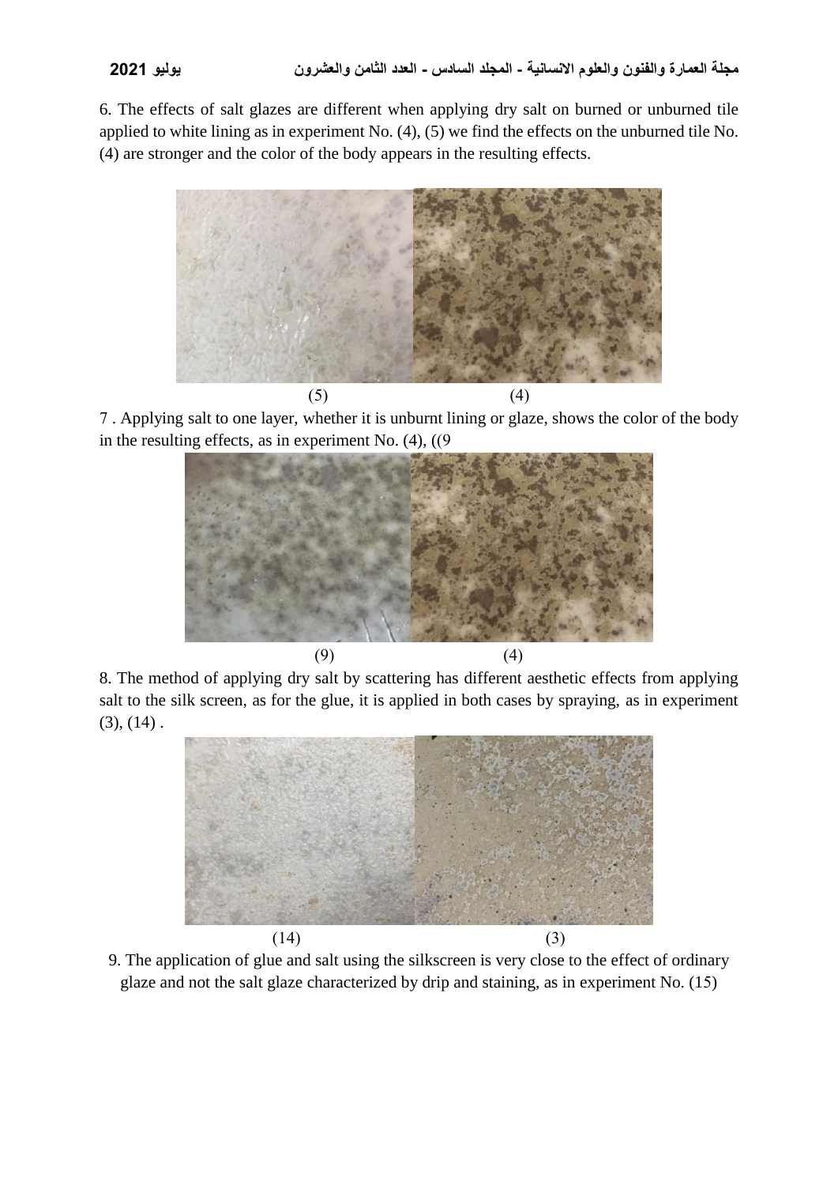6. The effects of salt glazes are different when applying dry salt on burned or unburned tile applied to white lining as in experiment No. (4), (5) we find the effects on the unburned tile No. (4) are stronger and the color of the body appears in the resulting effects.

(5) (4)

7 . Applying salt to one layer, whether it is unburnt lining or glaze, shows the color of the body in the resulting effects, as in experiment No. (4), ((9

(9) (4)

8. The method of applying dry salt by scattering has different aesthetic effects from applying salt to the silk screen, as for the glue, it is applied in both cases by spraying, as in experiment (3), (14) .

(14) (3)

9. The application of glue and salt using the silkscreen is very close to the effect of ordinary glaze and not the salt glaze characterized by drip and staining, as in experiment No. (15)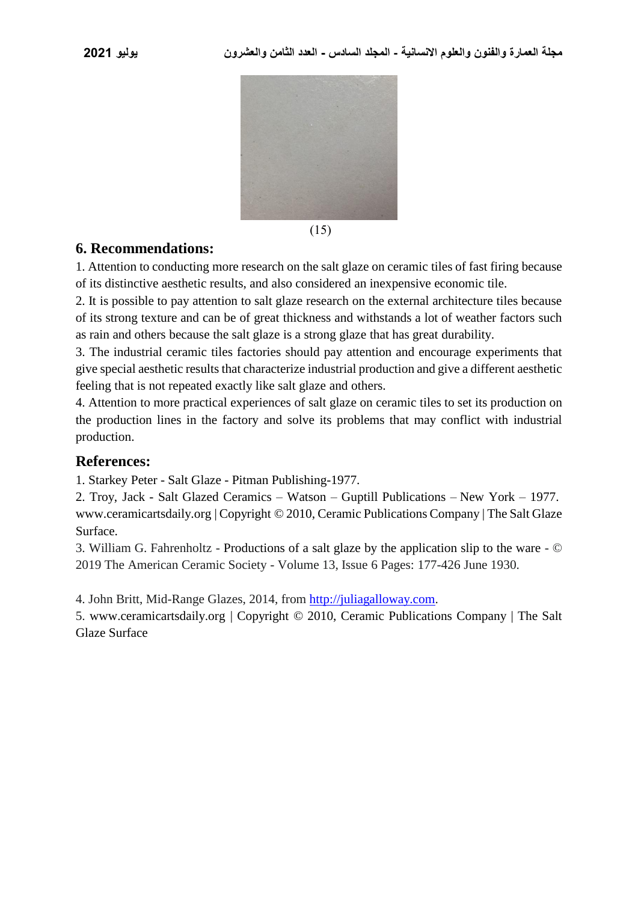(15)

## 6. Recommendations:

1. Attention to conducting more research on the salt glaze on ceramic tiles of fast firing because of its distinctive aesthetic results, and also considered an inexpensive economic tile.
2. It is possible to pay attention to salt glaze research on the external architecture tiles because of its strong texture and can be of great thickness and withstands a lot of weather factors such as rain and others because the salt glaze is a strong glaze that has great durability.
3. The industrial ceramic tiles factories should pay attention and encourage experiments that give special aesthetic results that characterize industrial production and give a different aesthetic feeling that is not repeated exactly like salt glaze and others.
4. Attention to more practical experiences of salt glaze on ceramic tiles to set its production on the production lines in the factory and solve its problems that may conflict with industrial production.

## References:

1. Starkey Peter - Salt Glaze - Pitman Publishing-1977.
2. Troy, Jack - Salt Glazed Ceramics – Watson – Guptill Publications – New York – 1977. www.ceramicartsdaily.org | Copyright © 2010, Ceramic Publications Company | The Salt Glaze Surface.
3. William G. Fahrenholtz - Productions of a salt glaze by the application slip to the ware - © 2019 The American Ceramic Society - Volume 13, Issue 6 Pages: 177-426 June 1930.
4. John Britt, Mid-Range Glazes, 2014, from http://juliagalloway.com.
5. www.ceramicartsdaily.org | Copyright © 2010, Ceramic Publications Company | The Salt Glaze Surface